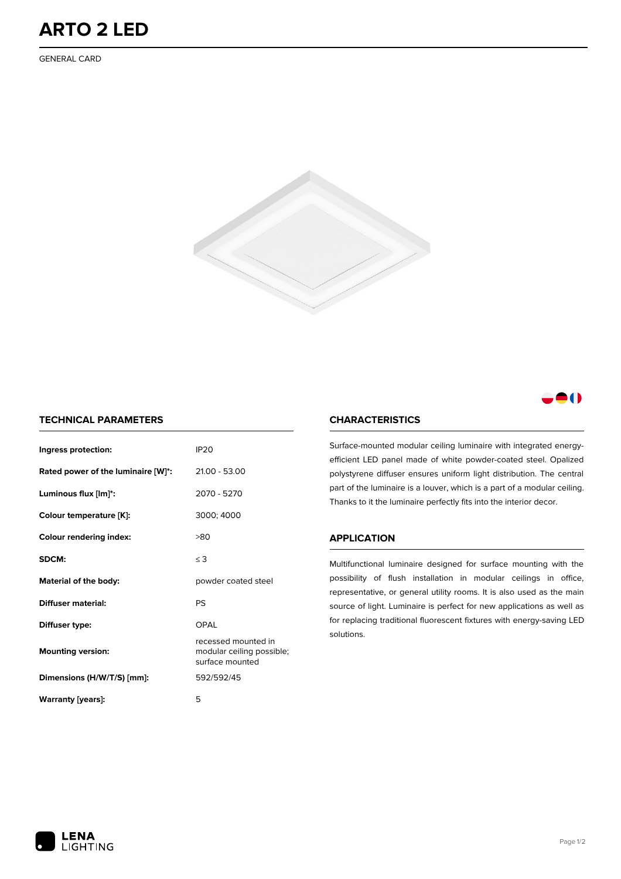# ARTO 2 LED

GENERAL CARD

## TECHNICAL PARAMETERS

| | |
|---|---|
| **Ingress protection:** | IP20 |
| **Rated power of the luminaire [W]*:** | 21.00 - 53.00 |
| **Luminous flux [lm]*:** | 2070 - 5270 |
| **Colour temperature [K]:** | 3000; 4000 |
| **Colour rendering index:** | >80 |
| **SDCM:** | ≤ 3 |
| **Material of the body:** | powder coated steel |
| **Diffuser material:** | PS |
| **Diffuser type:** | OPAL |
| **Mounting version:** | recessed mounted in modular ceiling possible; surface mounted |
| **Dimensions (H/W/T/S) [mm]:** | 592/592/45 |
| **Warranty [years]:** | 5 |

## CHARACTERISTICS

Surface-mounted modular ceiling luminaire with integrated energy-efficient LED panel made of white powder-coated steel. Opalized polystyrene diffuser ensures uniform light distribution. The central part of the luminaire is a louver, which is a part of a modular ceiling. Thanks to it the luminaire perfectly fits into the interior decor.

## APPLICATION

Multifunctional luminaire designed for surface mounting with the possibility of flush installation in modular ceilings in office, representative, or general utility rooms. It is also used as the main source of light. Luminaire is perfect for new applications as well as for replacing traditional fluorescent fixtures with energy-saving LED solutions.

LENA LIGHTING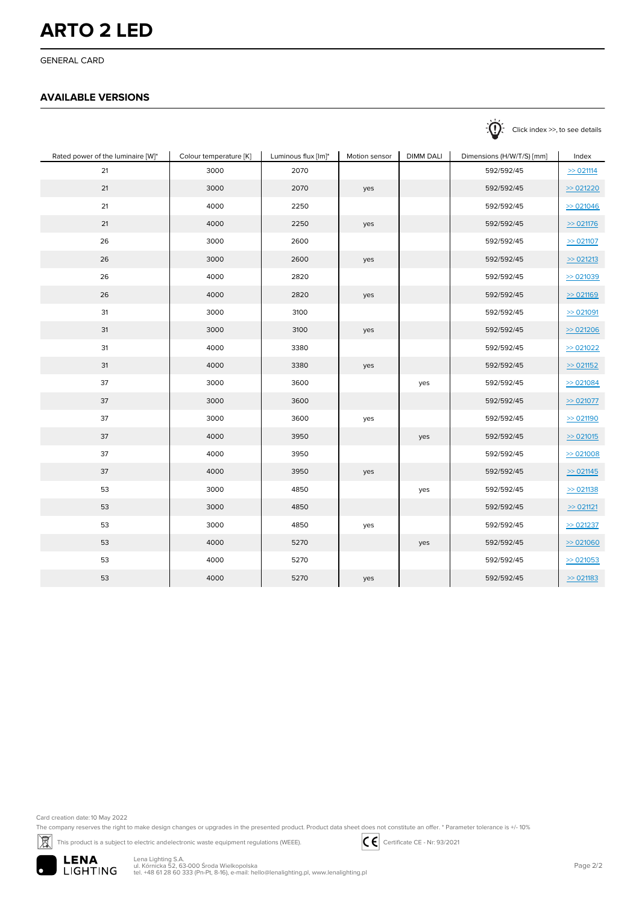# ARTO 2 LED

GENERAL CARD

## AVAILABLE VERSIONS

Click index >>, to see details

| Rated power of the luminaire [W]* | Colour temperature [K] | Luminous flux [lm]* | Motion sensor | DIMM DALI | Dimensions (H/W/T/S) [mm] | Index |
|---|---|---|---|---|---|---|
| 21 | 3000 | 2070 | | | 592/592/45 | >> 021114 |
| 21 | 3000 | 2070 | yes | | 592/592/45 | >> 021220 |
| 21 | 4000 | 2250 | | | 592/592/45 | >> 021046 |
| 21 | 4000 | 2250 | yes | | 592/592/45 | >> 021176 |
| 26 | 3000 | 2600 | | | 592/592/45 | >> 021107 |
| 26 | 3000 | 2600 | yes | | 592/592/45 | >> 021213 |
| 26 | 4000 | 2820 | | | 592/592/45 | >> 021039 |
| 26 | 4000 | 2820 | yes | | 592/592/45 | >> 021169 |
| 31 | 3000 | 3100 | | | 592/592/45 | >> 021091 |
| 31 | 3000 | 3100 | yes | | 592/592/45 | >> 021206 |
| 31 | 4000 | 3380 | | | 592/592/45 | >> 021022 |
| 31 | 4000 | 3380 | yes | | 592/592/45 | >> 021152 |
| 37 | 3000 | 3600 | | yes | 592/592/45 | >> 021084 |
| 37 | 3000 | 3600 | | | 592/592/45 | >> 021077 |
| 37 | 3000 | 3600 | yes | | 592/592/45 | >> 021190 |
| 37 | 4000 | 3950 | | yes | 592/592/45 | >> 021015 |
| 37 | 4000 | 3950 | | | 592/592/45 | >> 021008 |
| 37 | 4000 | 3950 | yes | | 592/592/45 | >> 021145 |
| 53 | 3000 | 4850 | | yes | 592/592/45 | >> 021138 |
| 53 | 3000 | 4850 | | | 592/592/45 | >> 021121 |
| 53 | 3000 | 4850 | yes | | 592/592/45 | >> 021237 |
| 53 | 4000 | 5270 | | yes | 592/592/45 | >> 021060 |
| 53 | 4000 | 5270 | | | 592/592/45 | >> 021053 |
| 53 | 4000 | 5270 | yes | | 592/592/45 | >> 021183 |

Card creation date: 10 May 2022

The company reserves the right to make design changes or upgrades in the presented product. Product data sheet does not constitute an offer. * Parameter tolerance is +/- 10%

This product is a subject to electric andelectronic waste equipment regulations (WEEE).

Certificate CE - Nr: 93/2021

LENA LIGHTING

Lena Lighting S.A.
ul. Kórnicka 52, 63-000 Środa Wielkopolska
tel. +48 61 28 60 333 (Pn-Pt, 8-16), e-mail: hello@lenalighting.pl, www.lenalighting.pl